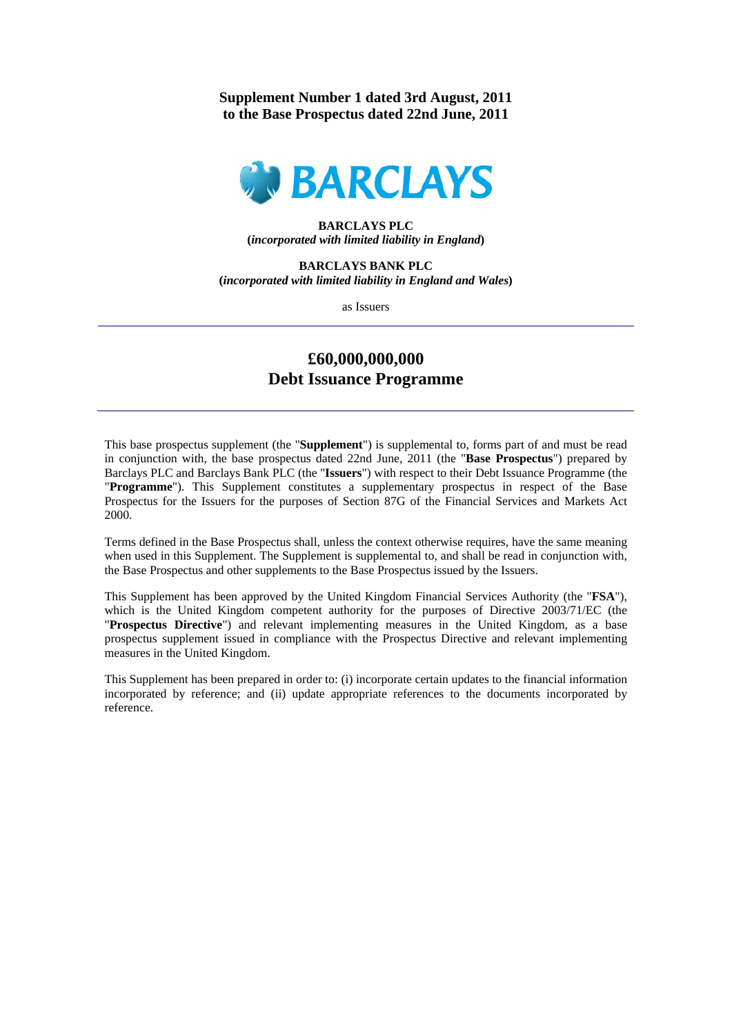**Supplement Number 1 dated 3rd August, 2011**
**to the Base Prospectus dated 22nd June, 2011**

**BARCLAYS**

**BARCLAYS PLC**
**(*incorporated with limited liability in England*)**

**BARCLAYS BANK PLC**
**(*incorporated with limited liability in England and Wales*)**

as Issuers

---

# £60,000,000,000
# Debt Issuance Programme

---

This base prospectus supplement (the "**Supplement**") is supplemental to, forms part of and must be read in conjunction with, the base prospectus dated 22nd June, 2011 (the "**Base Prospectus**") prepared by Barclays PLC and Barclays Bank PLC (the "**Issuers**") with respect to their Debt Issuance Programme (the "**Programme**"). This Supplement constitutes a supplementary prospectus in respect of the Base Prospectus for the Issuers for the purposes of Section 87G of the Financial Services and Markets Act 2000.

Terms defined in the Base Prospectus shall, unless the context otherwise requires, have the same meaning when used in this Supplement. The Supplement is supplemental to, and shall be read in conjunction with, the Base Prospectus and other supplements to the Base Prospectus issued by the Issuers.

This Supplement has been approved by the United Kingdom Financial Services Authority (the "**FSA**"), which is the United Kingdom competent authority for the purposes of Directive 2003/71/EC (the "**Prospectus Directive**") and relevant implementing measures in the United Kingdom, as a base prospectus supplement issued in compliance with the Prospectus Directive and relevant implementing measures in the United Kingdom.

This Supplement has been prepared in order to: (i) incorporate certain updates to the financial information incorporated by reference; and (ii) update appropriate references to the documents incorporated by reference.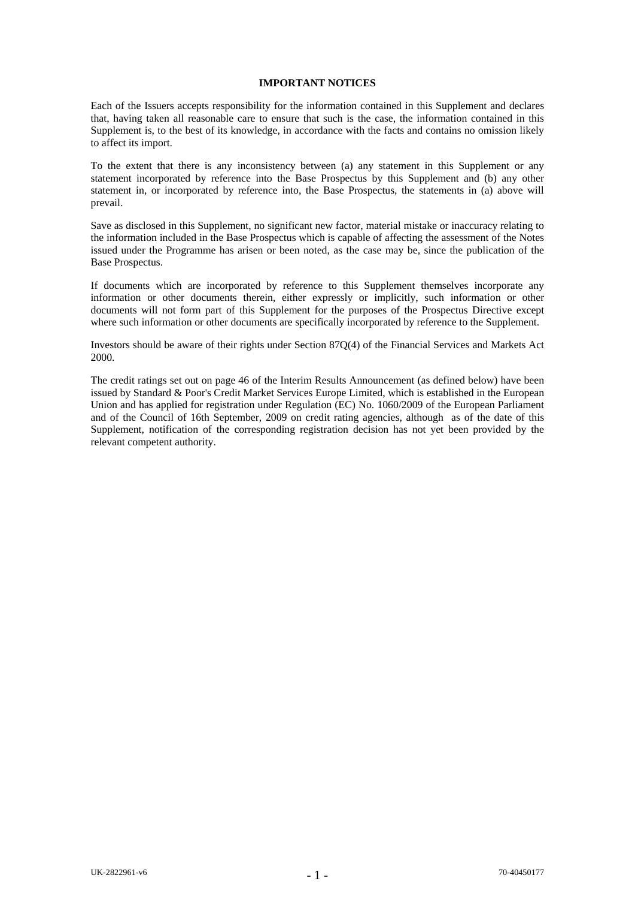## IMPORTANT NOTICES

Each of the Issuers accepts responsibility for the information contained in this Supplement and declares that, having taken all reasonable care to ensure that such is the case, the information contained in this Supplement is, to the best of its knowledge, in accordance with the facts and contains no omission likely to affect its import.

To the extent that there is any inconsistency between (a) any statement in this Supplement or any statement incorporated by reference into the Base Prospectus by this Supplement and (b) any other statement in, or incorporated by reference into, the Base Prospectus, the statements in (a) above will prevail.

Save as disclosed in this Supplement, no significant new factor, material mistake or inaccuracy relating to the information included in the Base Prospectus which is capable of affecting the assessment of the Notes issued under the Programme has arisen or been noted, as the case may be, since the publication of the Base Prospectus.

If documents which are incorporated by reference to this Supplement themselves incorporate any information or other documents therein, either expressly or implicitly, such information or other documents will not form part of this Supplement for the purposes of the Prospectus Directive except where such information or other documents are specifically incorporated by reference to the Supplement.

Investors should be aware of their rights under Section 87Q(4) of the Financial Services and Markets Act 2000.

The credit ratings set out on page 46 of the Interim Results Announcement (as defined below) have been issued by Standard & Poor's Credit Market Services Europe Limited, which is established in the European Union and has applied for registration under Regulation (EC) No. 1060/2009 of the European Parliament and of the Council of 16th September, 2009 on credit rating agencies, although as of the date of this Supplement, notification of the corresponding registration decision has not yet been provided by the relevant competent authority.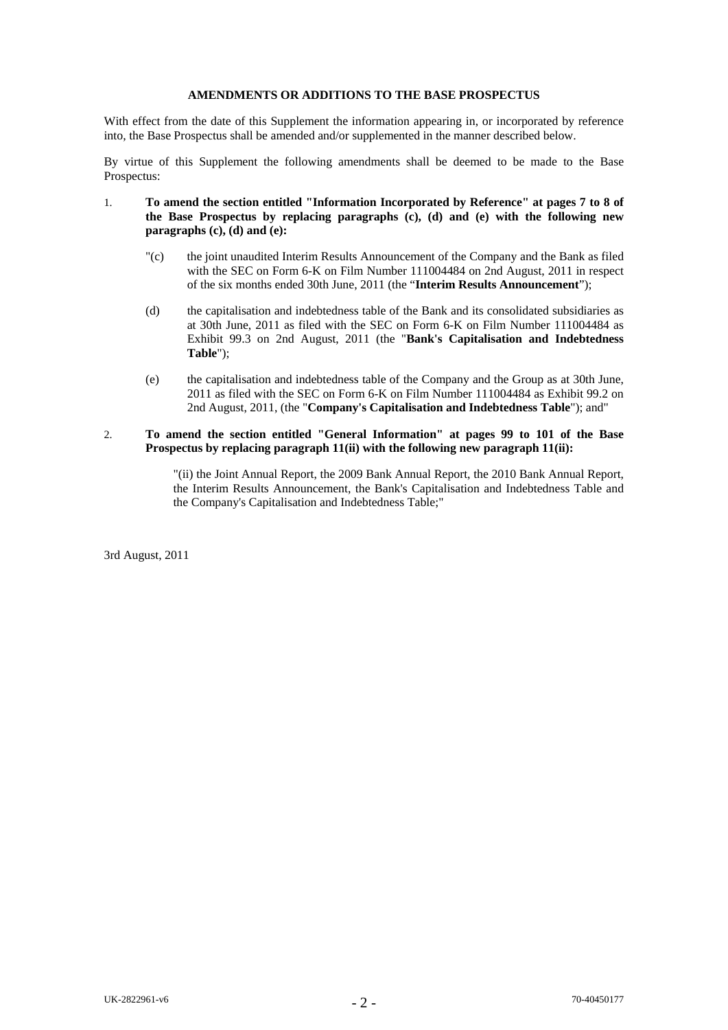**AMENDMENTS OR ADDITIONS TO THE BASE PROSPECTUS**

With effect from the date of this Supplement the information appearing in, or incorporated by reference into, the Base Prospectus shall be amended and/or supplemented in the manner described below.

By virtue of this Supplement the following amendments shall be deemed to be made to the Base Prospectus:

1. **To amend the section entitled "Information Incorporated by Reference" at pages 7 to 8 of the Base Prospectus by replacing paragraphs (c), (d) and (e) with the following new paragraphs (c), (d) and (e):**

   "(c) the joint unaudited Interim Results Announcement of the Company and the Bank as filed with the SEC on Form 6-K on Film Number 111004484 on 2nd August, 2011 in respect of the six months ended 30th June, 2011 (the "**Interim Results Announcement**");

   (d) the capitalisation and indebtedness table of the Bank and its consolidated subsidiaries as at 30th June, 2011 as filed with the SEC on Form 6-K on Film Number 111004484 as Exhibit 99.3 on 2nd August, 2011 (the "**Bank's Capitalisation and Indebtedness Table**");

   (e) the capitalisation and indebtedness table of the Company and the Group as at 30th June, 2011 as filed with the SEC on Form 6-K on Film Number 111004484 as Exhibit 99.2 on 2nd August, 2011, (the "**Company's Capitalisation and Indebtedness Table**"); and"

2. **To amend the section entitled "General Information" at pages 99 to 101 of the Base Prospectus by replacing paragraph 11(ii) with the following new paragraph 11(ii):**

   "(ii) the Joint Annual Report, the 2009 Bank Annual Report, the 2010 Bank Annual Report, the Interim Results Announcement, the Bank's Capitalisation and Indebtedness Table and the Company's Capitalisation and Indebtedness Table;"

3rd August, 2011

UK-2822961-v6 70-40450177